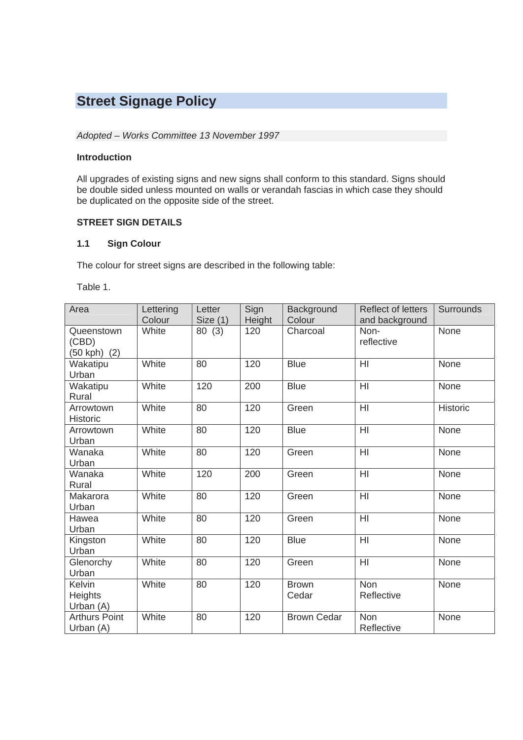# Street Signage Policy

*Adopted – Works Committee 13 November 1997*

**Introduction**

All upgrades of existing signs and new signs shall conform to this standard. Signs should be double sided unless mounted on walls or verandah fascias in which case they should be duplicated on the opposite side of the street.

**STREET SIGN DETAILS**

### 1.1 Sign Colour

The colour for street signs are described in the following table:

Table 1.

| Area | Lettering Colour | Letter Size (1) | Sign Height | Background Colour | Reflect of letters and background | Surrounds |
|---|---|---|---|---|---|---|
| Queenstown (CBD) (50 kph) (2) | White | 80 (3) | 120 | Charcoal | Non-reflective | None |
| Wakatipu Urban | White | 80 | 120 | Blue | HI | None |
| Wakatipu Rural | White | 120 | 200 | Blue | HI | None |
| Arrowtown Historic | White | 80 | 120 | Green | HI | Historic |
| Arrowtown Urban | White | 80 | 120 | Blue | HI | None |
| Wanaka Urban | White | 80 | 120 | Green | HI | None |
| Wanaka Rural | White | 120 | 200 | Green | HI | None |
| Makarora Urban | White | 80 | 120 | Green | HI | None |
| Hawea Urban | White | 80 | 120 | Green | HI | None |
| Kingston Urban | White | 80 | 120 | Blue | HI | None |
| Glenorchy Urban | White | 80 | 120 | Green | HI | None |
| Kelvin Heights Urban (A) | White | 80 | 120 | Brown Cedar | Non Reflective | None |
| Arthurs Point Urban (A) | White | 80 | 120 | Brown Cedar | Non Reflective | None |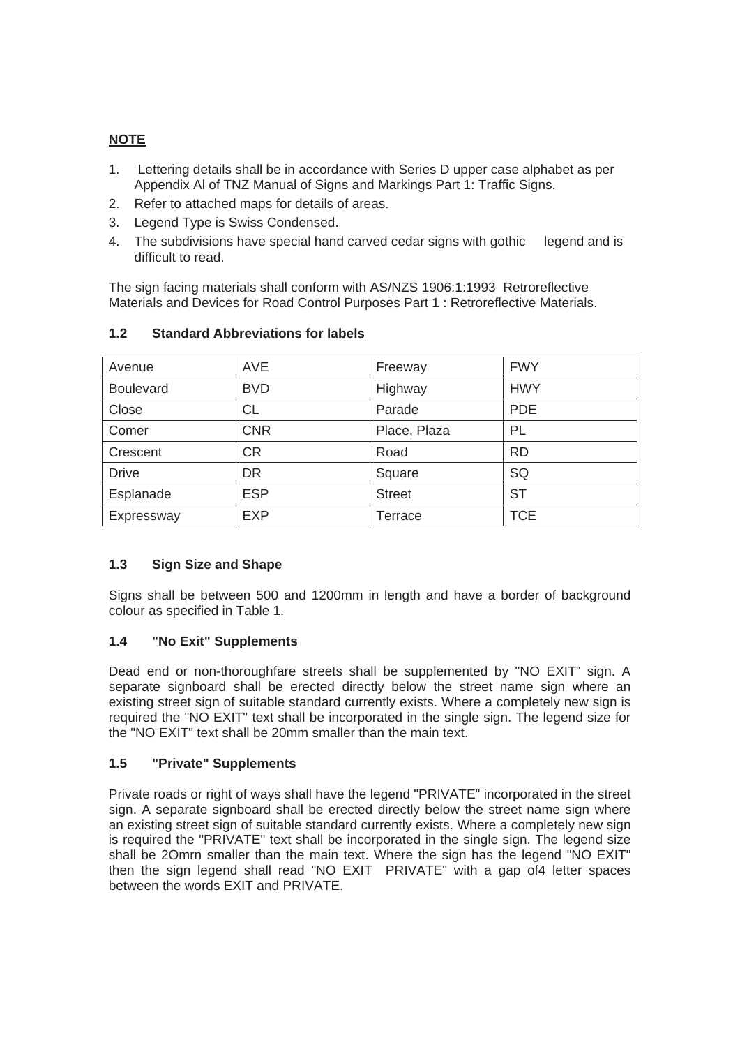**NOTE**

1. Lettering details shall be in accordance with Series D upper case alphabet as per Appendix Al of TNZ Manual of Signs and Markings Part 1: Traffic Signs.
2. Refer to attached maps for details of areas.
3. Legend Type is Swiss Condensed.
4. The subdivisions have special hand carved cedar signs with gothic legend and is difficult to read.

The sign facing materials shall conform with AS/NZS 1906:1:1993 Retroreflective Materials and Devices for Road Control Purposes Part 1 : Retroreflective Materials.

### 1.2 Standard Abbreviations for labels

| Avenue | AVE | Freeway | FWY |
|---|---|---|---|
| Boulevard | BVD | Highway | HWY |
| Close | CL | Parade | PDE |
| Comer | CNR | Place, Plaza | PL |
| Crescent | CR | Road | RD |
| Drive | DR | Square | SQ |
| Esplanade | ESP | Street | ST |
| Expressway | EXP | Terrace | TCE |

### 1.3 Sign Size and Shape

Signs shall be between 500 and 1200mm in length and have a border of background colour as specified in Table 1.

### 1.4 "No Exit" Supplements

Dead end or non-thoroughfare streets shall be supplemented by "NO EXIT" sign. A separate signboard shall be erected directly below the street name sign where an existing street sign of suitable standard currently exists. Where a completely new sign is required the "NO EXIT" text shall be incorporated in the single sign. The legend size for the "NO EXIT" text shall be 20mm smaller than the main text.

### 1.5 "Private" Supplements

Private roads or right of ways shall have the legend "PRIVATE" incorporated in the street sign. A separate signboard shall be erected directly below the street name sign where an existing street sign of suitable standard currently exists. Where a completely new sign is required the "PRIVATE" text shall be incorporated in the single sign. The legend size shall be 2Omrn smaller than the main text. Where the sign has the legend "NO EXIT" then the sign legend shall read "NO EXIT PRIVATE" with a gap of4 letter spaces between the words EXIT and PRIVATE.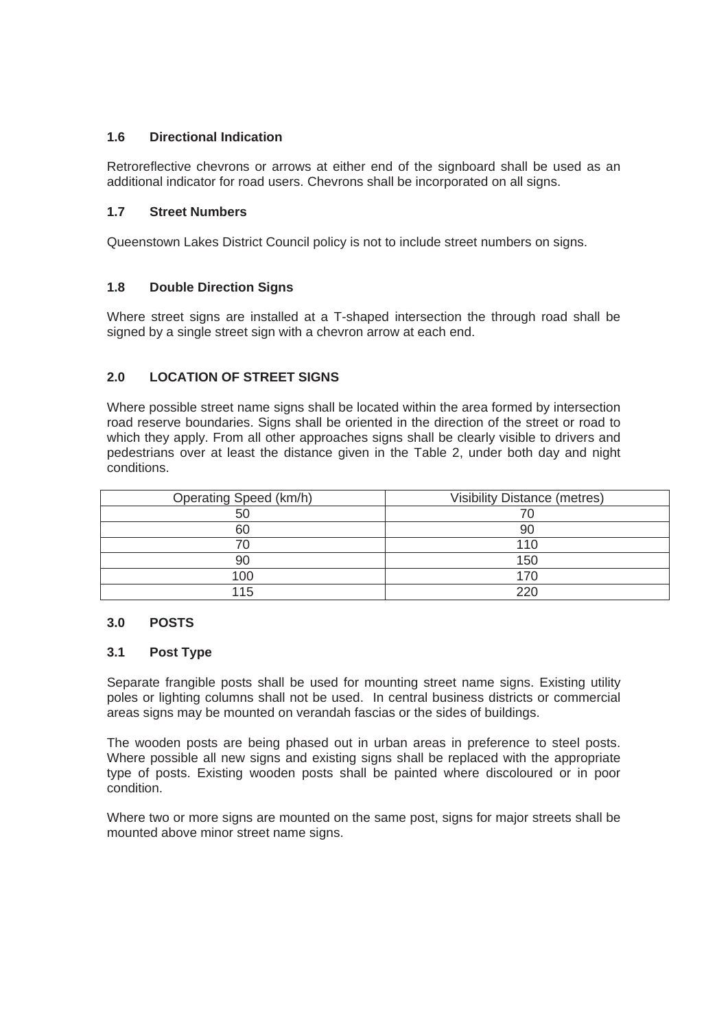### 1.6 Directional Indication

Retroreflective chevrons or arrows at either end of the signboard shall be used as an additional indicator for road users. Chevrons shall be incorporated on all signs.

### 1.7 Street Numbers

Queenstown Lakes District Council policy is not to include street numbers on signs.

### 1.8 Double Direction Signs

Where street signs are installed at a T-shaped intersection the through road shall be signed by a single street sign with a chevron arrow at each end.

## 2.0 LOCATION OF STREET SIGNS

Where possible street name signs shall be located within the area formed by intersection road reserve boundaries. Signs shall be oriented in the direction of the street or road to which they apply. From all other approaches signs shall be clearly visible to drivers and pedestrians over at least the distance given in the Table 2, under both day and night conditions.

| Operating Speed (km/h) | Visibility Distance (metres) |
|---|---|
| 50 | 70 |
| 60 | 90 |
| 70 | 110 |
| 90 | 150 |
| 100 | 170 |
| 115 | 220 |

## 3.0 POSTS

### 3.1 Post Type

Separate frangible posts shall be used for mounting street name signs. Existing utility poles or lighting columns shall not be used. In central business districts or commercial areas signs may be mounted on verandah fascias or the sides of buildings.

The wooden posts are being phased out in urban areas in preference to steel posts. Where possible all new signs and existing signs shall be replaced with the appropriate type of posts. Existing wooden posts shall be painted where discoloured or in poor condition.

Where two or more signs are mounted on the same post, signs for major streets shall be mounted above minor street name signs.